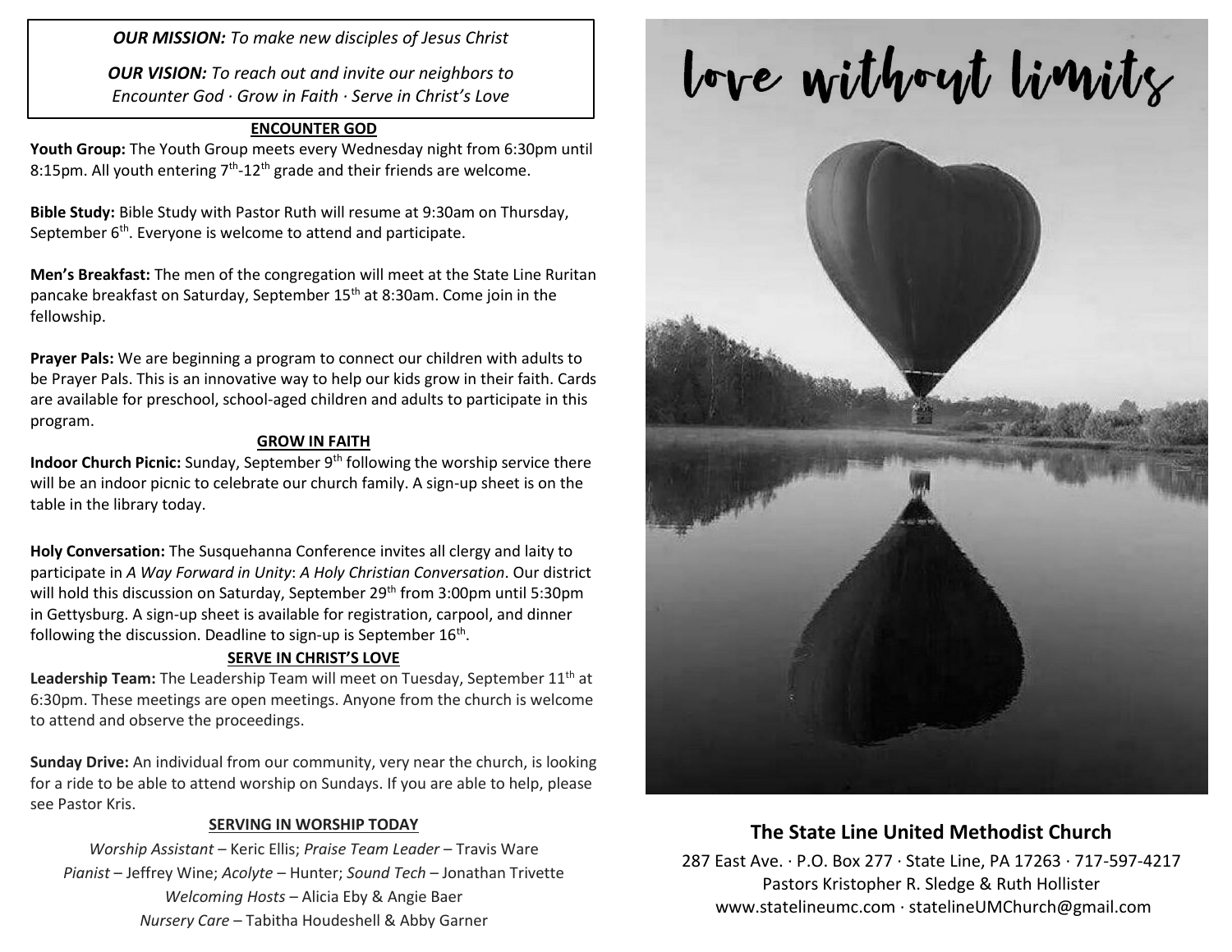*OUR MISSION:* *To make new disciples of Jesus Christ*

*OUR VISION:* *To reach out and invite our neighbors to Encounter God · Grow in Faith · Serve in Christ's Love*

## ENCOUNTER GOD

**Youth Group:** The Youth Group meets every Wednesday night from 6:30pm until 8:15pm. All youth entering 7th-12th grade and their friends are welcome.

**Bible Study:** Bible Study with Pastor Ruth will resume at 9:30am on Thursday, September 6th. Everyone is welcome to attend and participate.

**Men's Breakfast:** The men of the congregation will meet at the State Line Ruritan pancake breakfast on Saturday, September 15th at 8:30am. Come join in the fellowship.

**Prayer Pals:** We are beginning a program to connect our children with adults to be Prayer Pals. This is an innovative way to help our kids grow in their faith. Cards are available for preschool, school-aged children and adults to participate in this program.

## GROW IN FAITH

**Indoor Church Picnic:** Sunday, September 9th following the worship service there will be an indoor picnic to celebrate our church family. A sign-up sheet is on the table in the library today.

**Holy Conversation:** The Susquehanna Conference invites all clergy and laity to participate in *A Way Forward in Unity*: *A Holy Christian Conversation*. Our district will hold this discussion on Saturday, September 29th from 3:00pm until 5:30pm in Gettysburg. A sign-up sheet is available for registration, carpool, and dinner following the discussion. Deadline to sign-up is September 16th.

## SERVE IN CHRIST'S LOVE

**Leadership Team:** The Leadership Team will meet on Tuesday, September 11th at 6:30pm. These meetings are open meetings. Anyone from the church is welcome to attend and observe the proceedings.

**Sunday Drive:** An individual from our community, very near the church, is looking for a ride to be able to attend worship on Sundays. If you are able to help, please see Pastor Kris.

## SERVING IN WORSHIP TODAY

*Worship Assistant* – Keric Ellis; *Praise Team Leader* – Travis Ware
*Pianist* – Jeffrey Wine; *Acolyte* – Hunter; *Sound Tech* – Jonathan Trivette
*Welcoming Hosts* – Alicia Eby & Angie Baer
*Nursery Care* – Tabitha Houdeshell & Abby Garner

# love without limits

## The State Line United Methodist Church

287 East Ave. · P.O. Box 277 · State Line, PA 17263 · 717-597-4217
Pastors Kristopher R. Sledge & Ruth Hollister
www.statelineumc.com · statelineUMChurch@gmail.com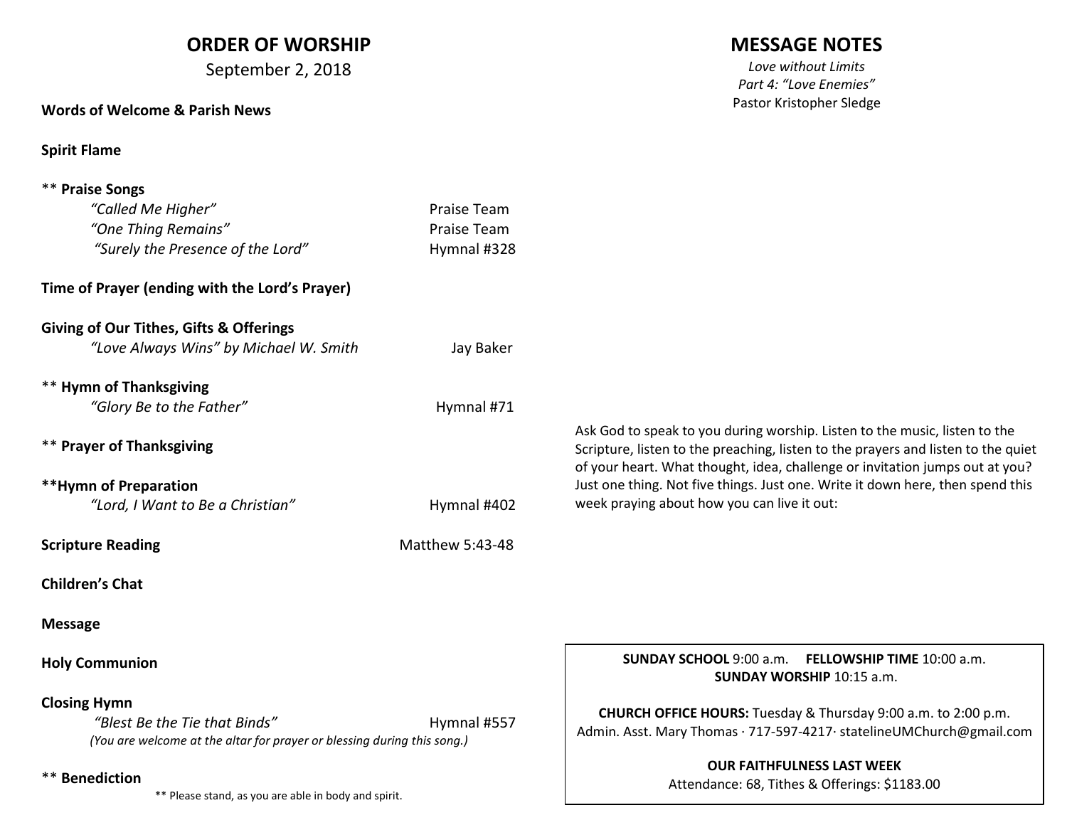## ORDER OF WORSHIP

September 2, 2018

**Words of Welcome & Parish News**

**Spirit Flame**

** **Praise Songs**

*"Called Me Higher"* Praise Team

*"One Thing Remains"* Praise Team

*"Surely the Presence of the Lord"* Hymnal #328

**Time of Prayer (ending with the Lord's Prayer)**

**Giving of Our Tithes, Gifts & Offerings**

*"Love Always Wins" by Michael W. Smith* Jay Baker

** **Hymn of Thanksgiving**

*"Glory Be to the Father"* Hymnal #71

** **Prayer of Thanksgiving**

****Hymn of Preparation**

*"Lord, I Want to Be a Christian"* Hymnal #402

**Scripture Reading** Matthew 5:43-48

**Children's Chat**

**Message**

**Holy Communion**

**Closing Hymn**

*"Blest Be the Tie that Binds"* Hymnal #557

*(You are welcome at the altar for prayer or blessing during this song.)*

** **Benediction**

** Please stand, as you are able in body and spirit.

## MESSAGE NOTES

*Love without Limits*

*Part 4: "Love Enemies"*

Pastor Kristopher Sledge

Ask God to speak to you during worship. Listen to the music, listen to the Scripture, listen to the preaching, listen to the prayers and listen to the quiet of your heart. What thought, idea, challenge or invitation jumps out at you? Just one thing. Not five things. Just one. Write it down here, then spend this week praying about how you can live it out:

**SUNDAY SCHOOL** 9:00 a.m. **FELLOWSHIP TIME** 10:00 a.m.
**SUNDAY WORSHIP** 10:15 a.m.

**CHURCH OFFICE HOURS:** Tuesday & Thursday 9:00 a.m. to 2:00 p.m.
Admin. Asst. Mary Thomas · 717-597-4217· statelineUMChurch@gmail.com

**OUR FAITHFULNESS LAST WEEK**
Attendance: 68, Tithes & Offerings: $1183.00